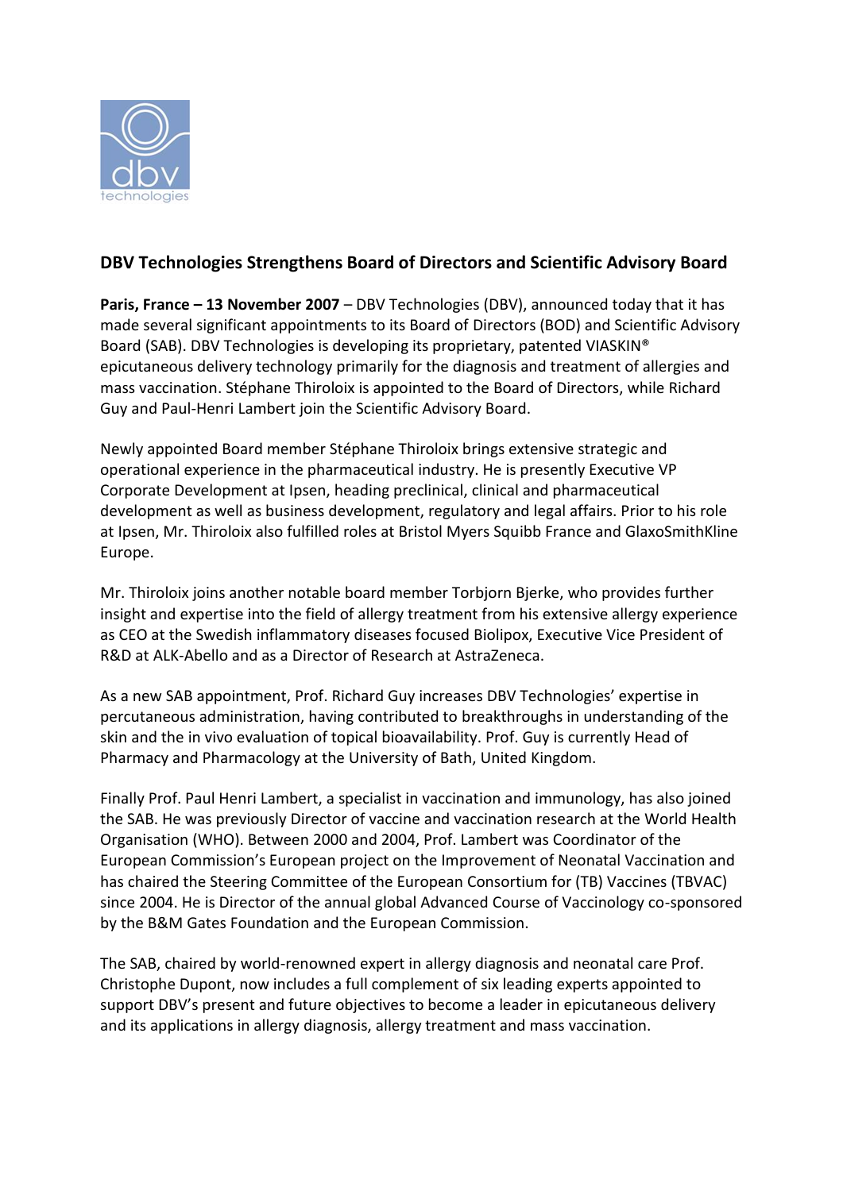## DBV Technologies Strengthens Board of Directors and Scientific Advisory Board

**Paris, France – 13 November 2007** – DBV Technologies (DBV), announced today that it has made several significant appointments to its Board of Directors (BOD) and Scientific Advisory Board (SAB). DBV Technologies is developing its proprietary, patented VIASKIN® epicutaneous delivery technology primarily for the diagnosis and treatment of allergies and mass vaccination. Stéphane Thiroloix is appointed to the Board of Directors, while Richard Guy and Paul-Henri Lambert join the Scientific Advisory Board.

Newly appointed Board member Stéphane Thiroloix brings extensive strategic and operational experience in the pharmaceutical industry. He is presently Executive VP Corporate Development at Ipsen, heading preclinical, clinical and pharmaceutical development as well as business development, regulatory and legal affairs. Prior to his role at Ipsen, Mr. Thiroloix also fulfilled roles at Bristol Myers Squibb France and GlaxoSmithKline Europe.

Mr. Thiroloix joins another notable board member Torbjorn Bjerke, who provides further insight and expertise into the field of allergy treatment from his extensive allergy experience as CEO at the Swedish inflammatory diseases focused Biolipox, Executive Vice President of R&D at ALK-Abello and as a Director of Research at AstraZeneca.

As a new SAB appointment, Prof. Richard Guy increases DBV Technologies' expertise in percutaneous administration, having contributed to breakthroughs in understanding of the skin and the in vivo evaluation of topical bioavailability. Prof. Guy is currently Head of Pharmacy and Pharmacology at the University of Bath, United Kingdom.

Finally Prof. Paul Henri Lambert, a specialist in vaccination and immunology, has also joined the SAB. He was previously Director of vaccine and vaccination research at the World Health Organisation (WHO). Between 2000 and 2004, Prof. Lambert was Coordinator of the European Commission's European project on the Improvement of Neonatal Vaccination and has chaired the Steering Committee of the European Consortium for (TB) Vaccines (TBVAC) since 2004. He is Director of the annual global Advanced Course of Vaccinology co-sponsored by the B&M Gates Foundation and the European Commission.

The SAB, chaired by world-renowned expert in allergy diagnosis and neonatal care Prof. Christophe Dupont, now includes a full complement of six leading experts appointed to support DBV's present and future objectives to become a leader in epicutaneous delivery and its applications in allergy diagnosis, allergy treatment and mass vaccination.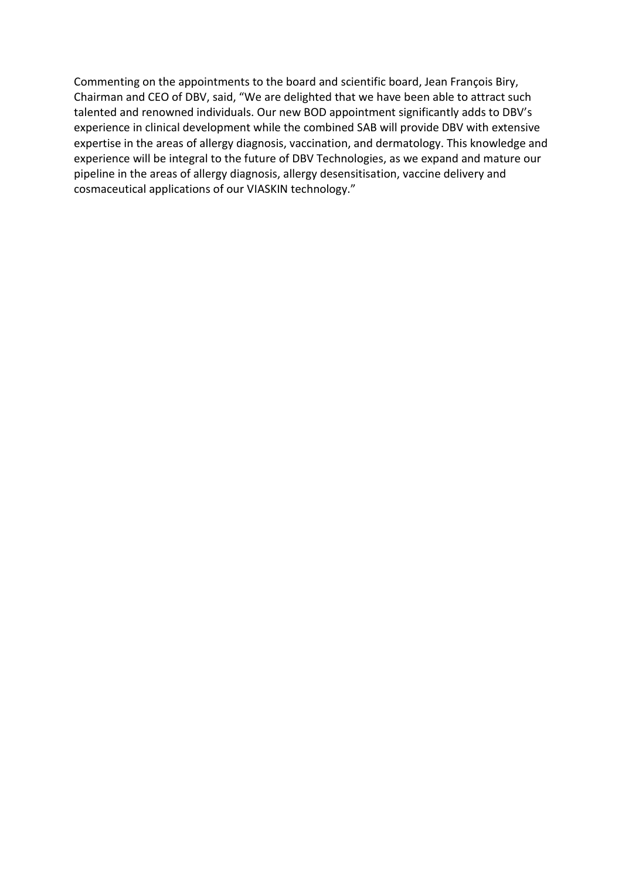Commenting on the appointments to the board and scientific board, Jean François Biry, Chairman and CEO of DBV, said, "We are delighted that we have been able to attract such talented and renowned individuals. Our new BOD appointment significantly adds to DBV's experience in clinical development while the combined SAB will provide DBV with extensive expertise in the areas of allergy diagnosis, vaccination, and dermatology. This knowledge and experience will be integral to the future of DBV Technologies, as we expand and mature our pipeline in the areas of allergy diagnosis, allergy desensitisation, vaccine delivery and cosmaceutical applications of our VIASKIN technology."